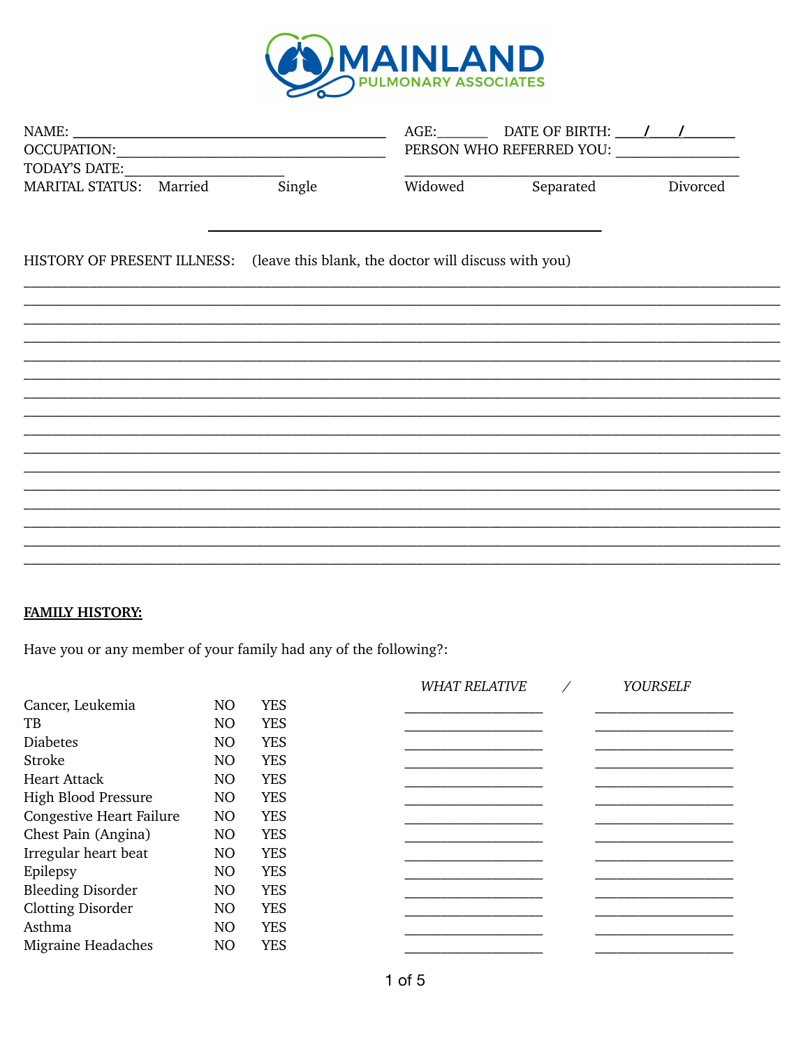# MAINLAND
## PULMONARY ASSOCIATES

NAME: ____________________________________ AGE:_______ DATE OF BIRTH: ____/____/_______

OCCUPATION:______________________________ PERSON WHO REFERRED YOU: _________________

TODAY'S DATE:____________________ _____________________________________________

MARITAL STATUS: Married Single Widowed Separated Divorced

---

HISTORY OF PRESENT ILLNESS: (leave this blank, the doctor will discuss with you)

______________________________________________________________________________________
______________________________________________________________________________________
______________________________________________________________________________________
______________________________________________________________________________________
______________________________________________________________________________________
______________________________________________________________________________________
______________________________________________________________________________________
______________________________________________________________________________________
______________________________________________________________________________________
______________________________________________________________________________________
______________________________________________________________________________________
______________________________________________________________________________________
______________________________________________________________________________________
______________________________________________________________________________________
______________________________________________________________________________________

**FAMILY HISTORY:**

Have you or any member of your family had any of the following?:

| | | | *WHAT RELATIVE* / | *YOURSELF* |
|---|---|---|---|---|
| Cancer, Leukemia | NO | YES | __________________ | __________________ |
| TB | NO | YES | __________________ | __________________ |
| Diabetes | NO | YES | __________________ | __________________ |
| Stroke | NO | YES | __________________ | __________________ |
| Heart Attack | NO | YES | __________________ | __________________ |
| High Blood Pressure | NO | YES | __________________ | __________________ |
| Congestive Heart Failure | NO | YES | __________________ | __________________ |
| Chest Pain (Angina) | NO | YES | __________________ | __________________ |
| Irregular heart beat | NO | YES | __________________ | __________________ |
| Epilepsy | NO | YES | __________________ | __________________ |
| Bleeding Disorder | NO | YES | __________________ | __________________ |
| Clotting Disorder | NO | YES | __________________ | __________________ |
| Asthma | NO | YES | __________________ | __________________ |
| Migraine Headaches | NO | YES | __________________ | __________________ |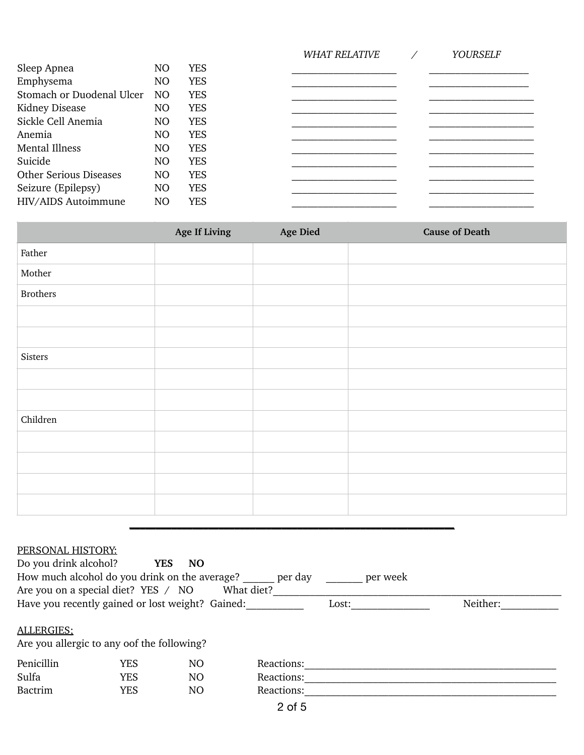| | | | *WHAT RELATIVE* | */ YOURSELF* |
|---|---|---|---|---|
| Sleep Apnea | NO | YES | ____________________ | ____________________ |
| Emphysema | NO | YES | ____________________ | ____________________ |
| Stomach or Duodenal Ulcer | NO | YES | ____________________ | ____________________ |
| Kidney Disease | NO | YES | ____________________ | ____________________ |
| Sickle Cell Anemia | NO | YES | ____________________ | ____________________ |
| Anemia | NO | YES | ____________________ | ____________________ |
| Mental Illness | NO | YES | ____________________ | ____________________ |
| Suicide | NO | YES | ____________________ | ____________________ |
| Other Serious Diseases | NO | YES | ____________________ | ____________________ |
| Seizure (Epilepsy) | NO | YES | ____________________ | ____________________ |
| HIV/AIDS Autoimmune | NO | YES | ____________________ | ____________________ |

| | Age If Living | Age Died | Cause of Death |
|---|---|---|---|
| Father | | | |
| Mother | | | |
| Brothers | | | |
| | | | |
| | | | |
| Sisters | | | |
| | | | |
| | | | |
| Children | | | |
| | | | |
| | | | |
| | | | |
| | | | |

---

PERSONAL HISTORY:

Do you drink alcohol? **YES NO**

How much alcohol do you drink on the average? ______ per day _______ per week

Are you on a special diet? YES / NO What diet?______________________________________________

Have you recently gained or lost weight? Gained:___________ Lost:_______________ Neither:___________

ALLERGIES:

Are you allergic to any oof the following?

| | | | |
|---|---|---|---|
| Penicillin | YES | NO | Reactions:_______________________________________________ |
| Sulfa | YES | NO | Reactions:_______________________________________________ |
| Bactrim | YES | NO | Reactions:_______________________________________________ |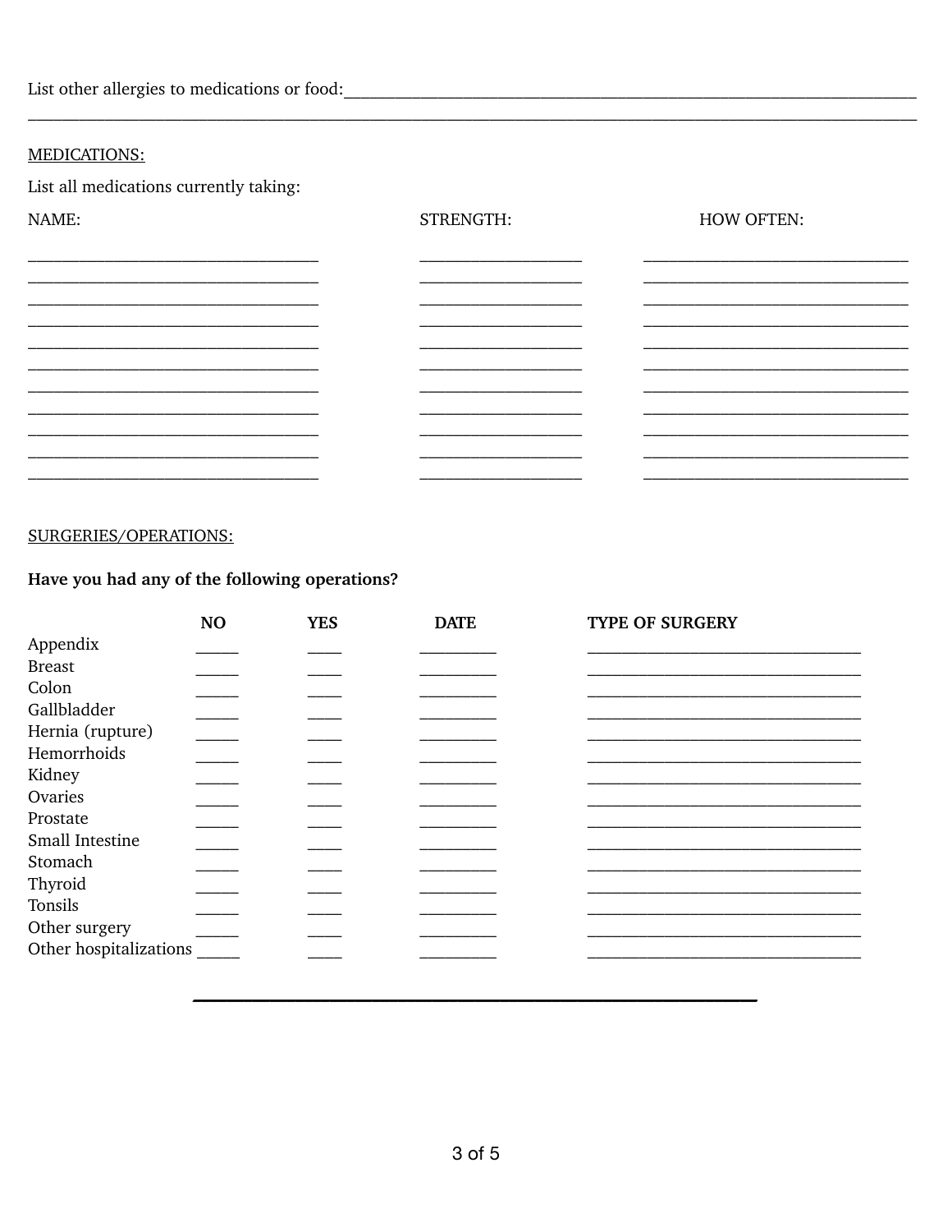List other allergies to medications or food:\_\_\_\_\_\_\_\_\_\_\_\_\_\_\_\_\_\_\_\_\_\_\_\_\_\_\_\_\_\_\_\_\_\_\_\_\_\_\_\_\_\_\_\_\_\_\_\_\_\_\_\_\_\_\_\_\_\_\_\_\_\_\_\_\_\_\_\_\_\_
\_\_\_\_\_\_\_\_\_\_\_\_\_\_\_\_\_\_\_\_\_\_\_\_\_\_\_\_\_\_\_\_\_\_\_\_\_\_\_\_\_\_\_\_\_\_\_\_\_\_\_\_\_\_\_\_\_\_\_\_\_\_\_\_\_\_\_\_\_\_\_\_\_\_\_\_\_\_\_\_\_\_\_\_\_\_\_\_\_\_\_\_\_\_\_\_\_\_\_\_\_\_\_\_\_\_\_\_\_\_\_\_\_\_\_\_\_\_\_\_\_\_\_\_\_\_

MEDICATIONS:

List all medications currently taking:

| NAME: | STRENGTH: | HOW OFTEN: |
|---|---|---|
| | | |
| | | |
| | | |
| | | |
| | | |
| | | |
| | | |
| | | |
| | | |
| | | |

SURGERIES/OPERATIONS:

**Have you had any of the following operations?**

| | **NO** | **YES** | **DATE** | **TYPE OF SURGERY** |
|---|---|---|---|---|
| Appendix | | | | |
| Breast | | | | |
| Colon | | | | |
| Gallbladder | | | | |
| Hernia (rupture) | | | | |
| Hemorrhoids | | | | |
| Kidney | | | | |
| Ovaries | | | | |
| Prostate | | | | |
| Small Intestine | | | | |
| Stomach | | | | |
| Thyroid | | | | |
| Tonsils | | | | |
| Other surgery | | | | |
| Other hospitalizations | | | | |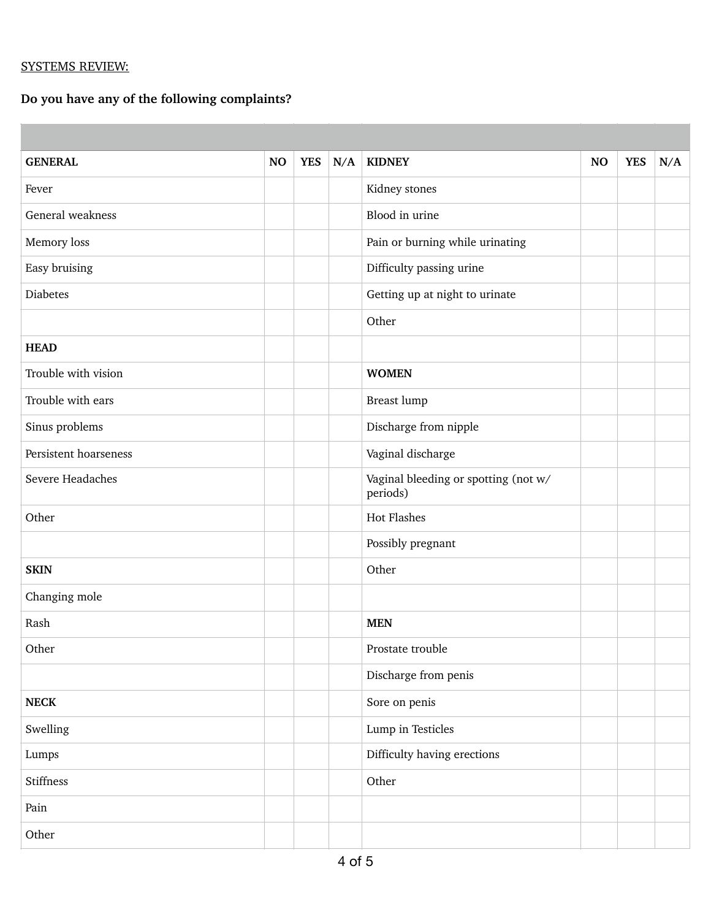SYSTEMS REVIEW:

**Do you have any of the following complaints?**

| | | | | | | | |
|---|---|---|---|---|---|---|---|
| **GENERAL** | **NO** | **YES** | **N/A** | **KIDNEY** | **NO** | **YES** | **N/A** |
| Fever | | | | Kidney stones | | | |
| General weakness | | | | Blood in urine | | | |
| Memory loss | | | | Pain or burning while urinating | | | |
| Easy bruising | | | | Difficulty passing urine | | | |
| Diabetes | | | | Getting up at night to urinate | | | |
| | | | | Other | | | |
| **HEAD** | | | | | | | |
| Trouble with vision | | | | **WOMEN** | | | |
| Trouble with ears | | | | Breast lump | | | |
| Sinus problems | | | | Discharge from nipple | | | |
| Persistent hoarseness | | | | Vaginal discharge | | | |
| Severe Headaches | | | | Vaginal bleeding or spotting (not w/ periods) | | | |
| Other | | | | Hot Flashes | | | |
| | | | | Possibly pregnant | | | |
| **SKIN** | | | | Other | | | |
| Changing mole | | | | | | | |
| Rash | | | | **MEN** | | | |
| Other | | | | Prostate trouble | | | |
| | | | | Discharge from penis | | | |
| **NECK** | | | | Sore on penis | | | |
| Swelling | | | | Lump in Testicles | | | |
| Lumps | | | | Difficulty having erections | | | |
| Stiffness | | | | Other | | | |
| Pain | | | | | | | |
| Other | | | | | | | |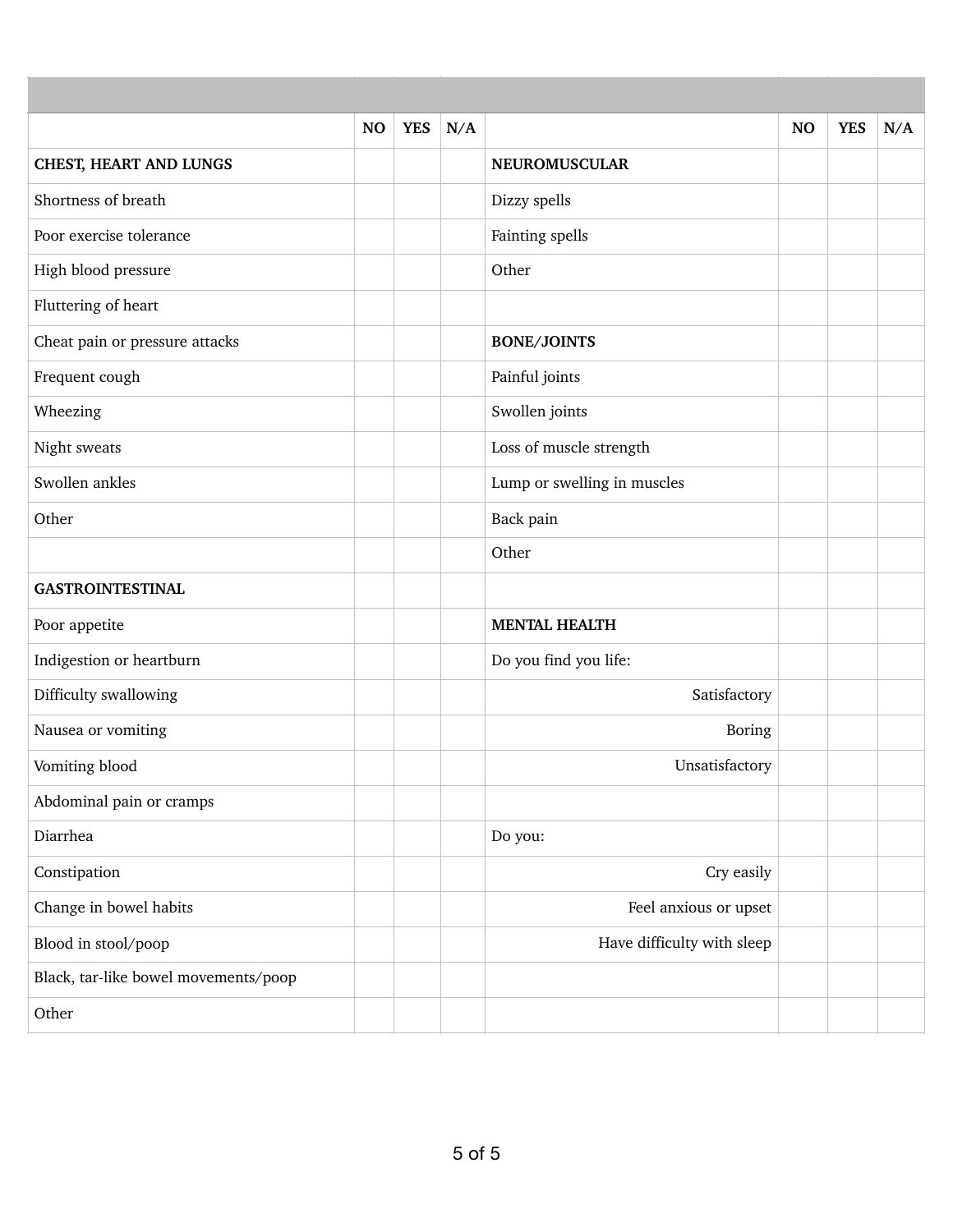| | NO | YES | N/A | | NO | YES | N/A |
|---|---|---|---|---|---|---|---|
| **CHEST, HEART AND LUNGS** | | | | **NEUROMUSCULAR** | | | |
| Shortness of breath | | | | Dizzy spells | | | |
| Poor exercise tolerance | | | | Fainting spells | | | |
| High blood pressure | | | | Other | | | |
| Fluttering of heart | | | | | | | |
| Cheat pain or pressure attacks | | | | **BONE/JOINTS** | | | |
| Frequent cough | | | | Painful joints | | | |
| Wheezing | | | | Swollen joints | | | |
| Night sweats | | | | Loss of muscle strength | | | |
| Swollen ankles | | | | Lump or swelling in muscles | | | |
| Other | | | | Back pain | | | |
| | | | | Other | | | |
| **GASTROINTESTINAL** | | | | | | | |
| Poor appetite | | | | **MENTAL HEALTH** | | | |
| Indigestion or heartburn | | | | Do you find you life: | | | |
| Difficulty swallowing | | | | Satisfactory | | | |
| Nausea or vomiting | | | | Boring | | | |
| Vomiting blood | | | | Unsatisfactory | | | |
| Abdominal pain or cramps | | | | | | | |
| Diarrhea | | | | Do you: | | | |
| Constipation | | | | Cry easily | | | |
| Change in bowel habits | | | | Feel anxious or upset | | | |
| Blood in stool/poop | | | | Have difficulty with sleep | | | |
| Black, tar-like bowel movements/poop | | | | | | | |
| Other | | | | | | | |